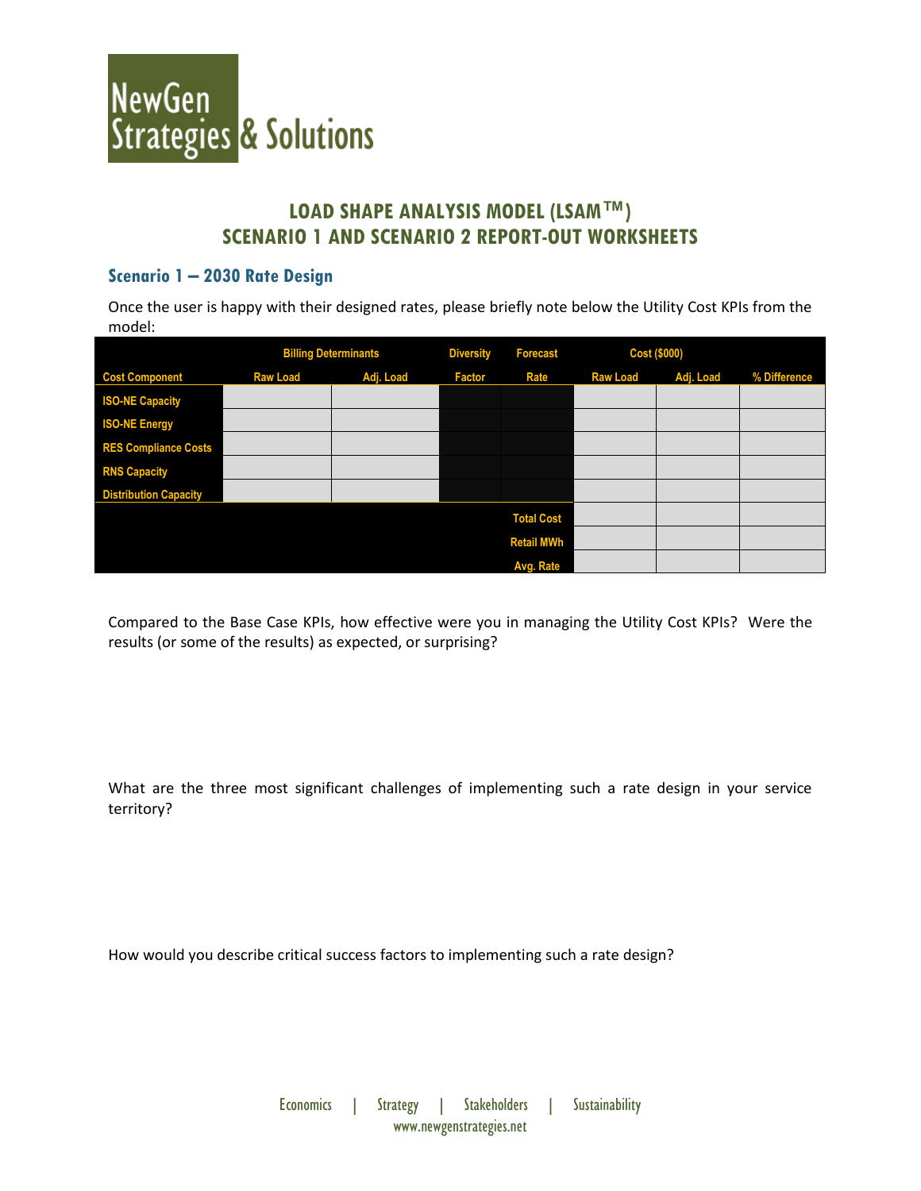# LOAD SHAPE ANALYSIS MODEL (LSAM™)
# SCENARIO 1 AND SCENARIO 2 REPORT-OUT WORKSHEETS

## Scenario 1 – 2030 Rate Design

Once the user is happy with their designed rates, please briefly note below the Utility Cost KPIs from the model:

| | Billing Determinants | | Diversity | Forecast | Cost ($000) | | |
|---|---|---|---|---|---|---|---|
| **Cost Component** | **Raw Load** | **Adj. Load** | **Factor** | **Rate** | **Raw Load** | **Adj. Load** | **% Difference** |
| **ISO-NE Capacity** | | | | | | | |
| **ISO-NE Energy** | | | | | | | |
| **RES Compliance Costs** | | | | | | | |
| **RNS Capacity** | | | | | | | |
| **Distribution Capacity** | | | | | | | |
| | | | | **Total Cost** | | | |
| | | | | **Retail MWh** | | | |
| | | | | **Avg. Rate** | | | |

Compared to the Base Case KPIs, how effective were you in managing the Utility Cost KPIs? Were the results (or some of the results) as expected, or surprising?

What are the three most significant challenges of implementing such a rate design in your service territory?

How would you describe critical success factors to implementing such a rate design?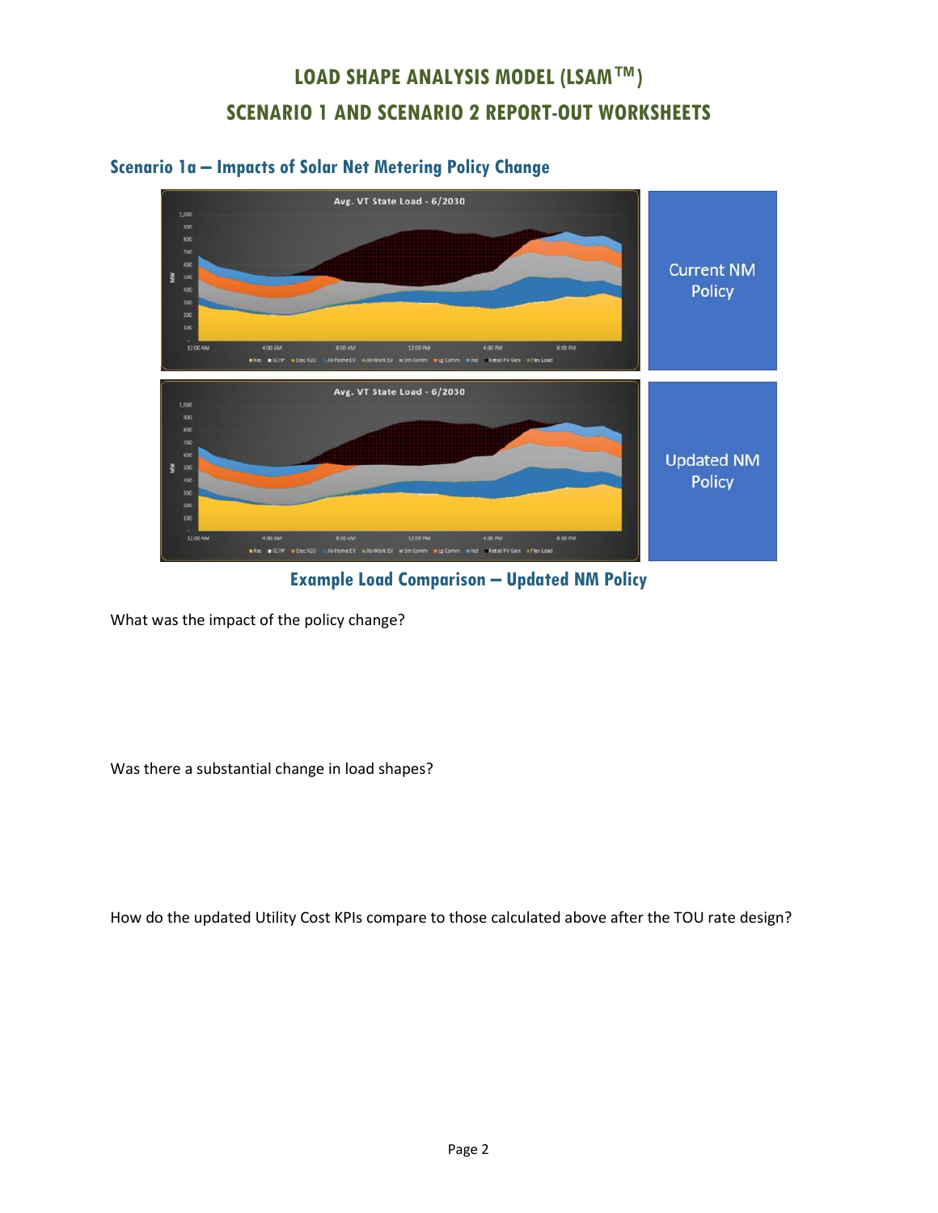# LOAD SHAPE ANALYSIS MODEL (LSAM™)

# SCENARIO 1 AND SCENARIO 2 REPORT-OUT WORKSHEETS

## Scenario 1a – Impacts of Solar Net Metering Policy Change

Current NM Policy

Updated NM Policy

**Example Load Comparison – Updated NM Policy**

What was the impact of the policy change?

Was there a substantial change in load shapes?

How do the updated Utility Cost KPIs compare to those calculated above after the TOU rate design?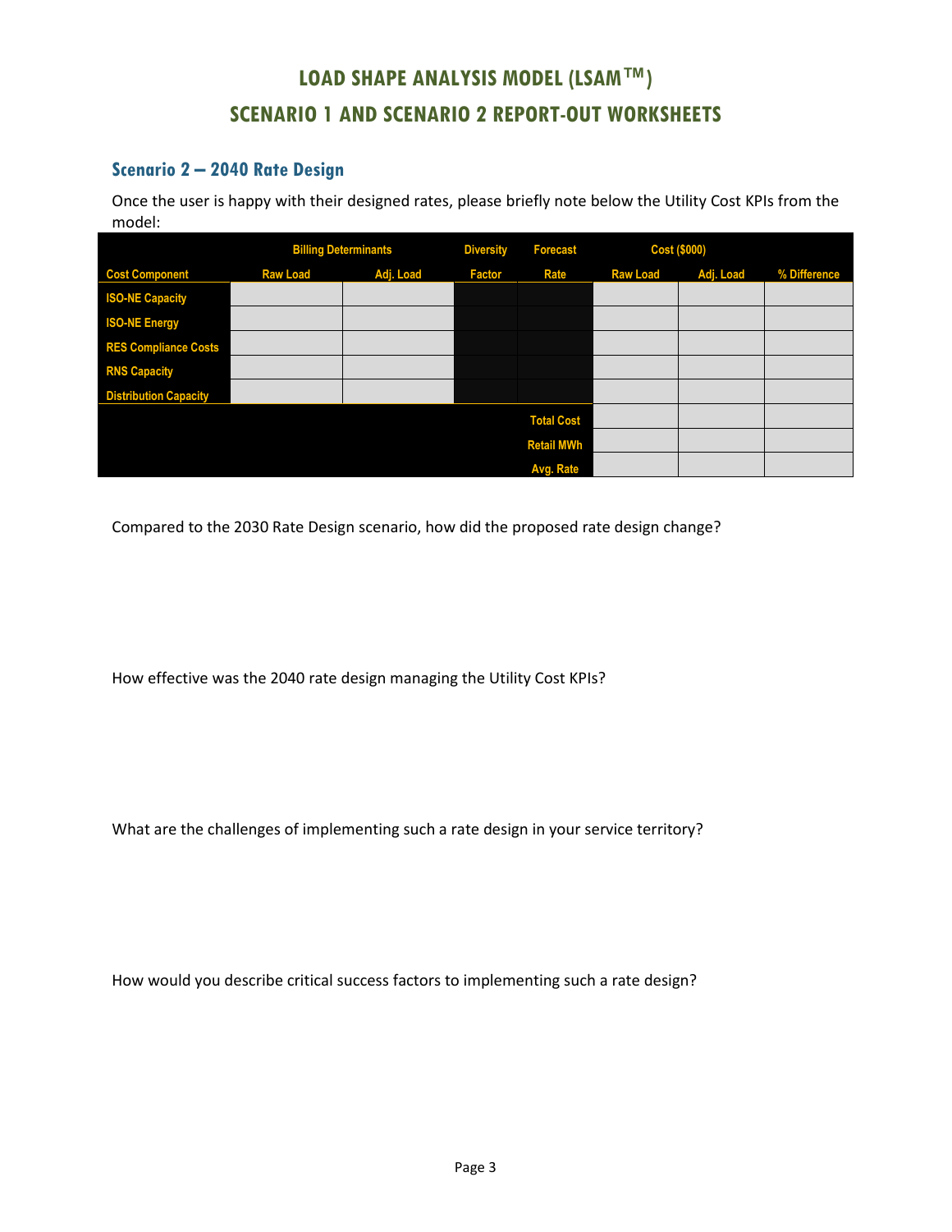# LOAD SHAPE ANALYSIS MODEL (LSAM™)

# SCENARIO 1 AND SCENARIO 2 REPORT-OUT WORKSHEETS

## Scenario 2 – 2040 Rate Design

Once the user is happy with their designed rates, please briefly note below the Utility Cost KPIs from the model:

| | Billing Determinants | | Diversity | Forecast | Cost ($000) | | |
|---|---|---|---|---|---|---|---|
| **Cost Component** | **Raw Load** | **Adj. Load** | **Factor** | **Rate** | **Raw Load** | **Adj. Load** | **% Difference** |
| **ISO-NE Capacity** | | | | | | | |
| **ISO-NE Energy** | | | | | | | |
| **RES Compliance Costs** | | | | | | | |
| **RNS Capacity** | | | | | | | |
| **Distribution Capacity** | | | | | | | |
| | | | | **Total Cost** | | | |
| | | | | **Retail MWh** | | | |
| | | | | **Avg. Rate** | | | |

Compared to the 2030 Rate Design scenario, how did the proposed rate design change?

How effective was the 2040 rate design managing the Utility Cost KPIs?

What are the challenges of implementing such a rate design in your service territory?

How would you describe critical success factors to implementing such a rate design?